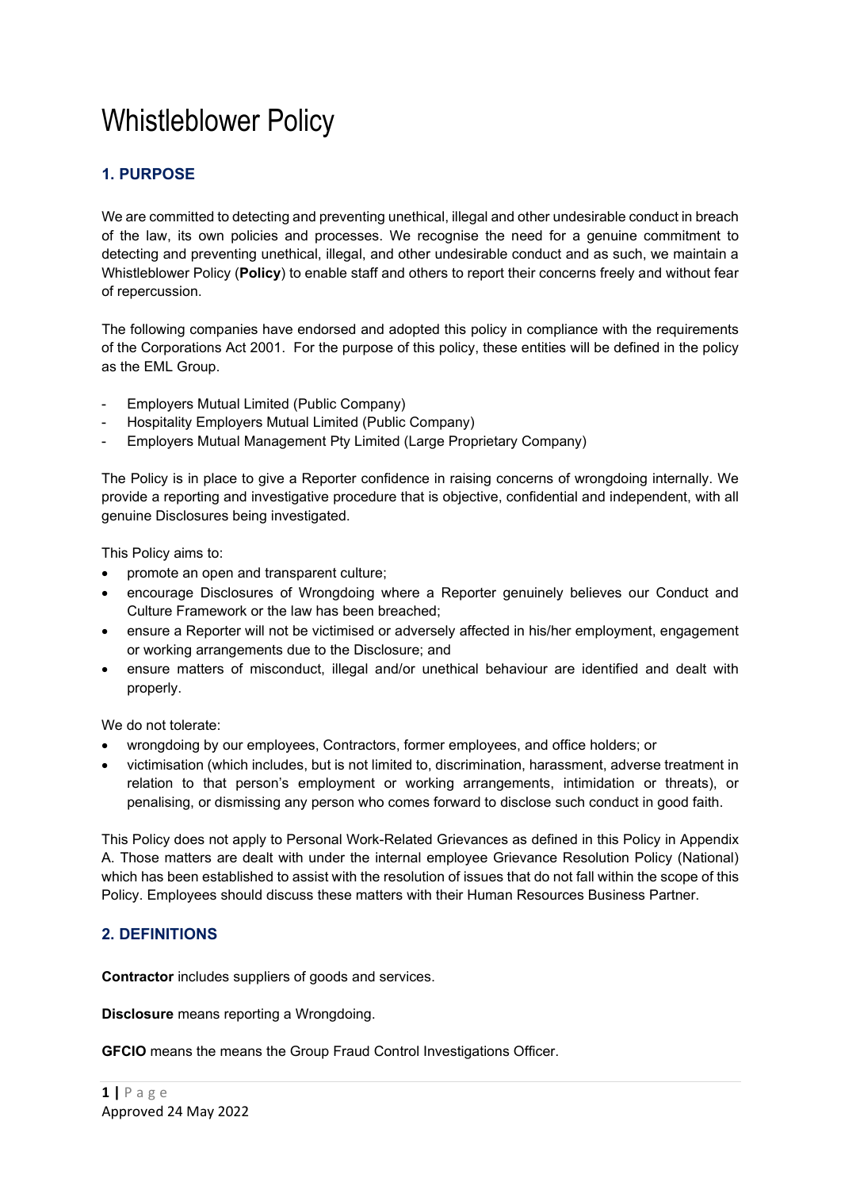# Whistleblower Policy

## 1. PURPOSE

We are committed to detecting and preventing unethical, illegal and other undesirable conduct in breach of the law, its own policies and processes. We recognise the need for a genuine commitment to detecting and preventing unethical, illegal, and other undesirable conduct and as such, we maintain a Whistleblower Policy (**Policy**) to enable staff and others to report their concerns freely and without fear of repercussion.

The following companies have endorsed and adopted this policy in compliance with the requirements of the Corporations Act 2001. For the purpose of this policy, these entities will be defined in the policy as the EML Group.

- Employers Mutual Limited (Public Company)
- Hospitality Employers Mutual Limited (Public Company)
- Employers Mutual Management Pty Limited (Large Proprietary Company)

The Policy is in place to give a Reporter confidence in raising concerns of wrongdoing internally. We provide a reporting and investigative procedure that is objective, confidential and independent, with all genuine Disclosures being investigated.

This Policy aims to:

- promote an open and transparent culture;
- encourage Disclosures of Wrongdoing where a Reporter genuinely believes our Conduct and Culture Framework or the law has been breached;
- ensure a Reporter will not be victimised or adversely affected in his/her employment, engagement or working arrangements due to the Disclosure; and
- ensure matters of misconduct, illegal and/or unethical behaviour are identified and dealt with properly.

We do not tolerate:

- wrongdoing by our employees, Contractors, former employees, and office holders; or
- victimisation (which includes, but is not limited to, discrimination, harassment, adverse treatment in relation to that person's employment or working arrangements, intimidation or threats), or penalising, or dismissing any person who comes forward to disclose such conduct in good faith.

This Policy does not apply to Personal Work-Related Grievances as defined in this Policy in Appendix A. Those matters are dealt with under the internal employee Grievance Resolution Policy (National) which has been established to assist with the resolution of issues that do not fall within the scope of this Policy. Employees should discuss these matters with their Human Resources Business Partner.

## 2. DEFINITIONS

**Contractor** includes suppliers of goods and services.

**Disclosure** means reporting a Wrongdoing.

**GFCIO** means the means the Group Fraud Control Investigations Officer.

Approved 24 May 2022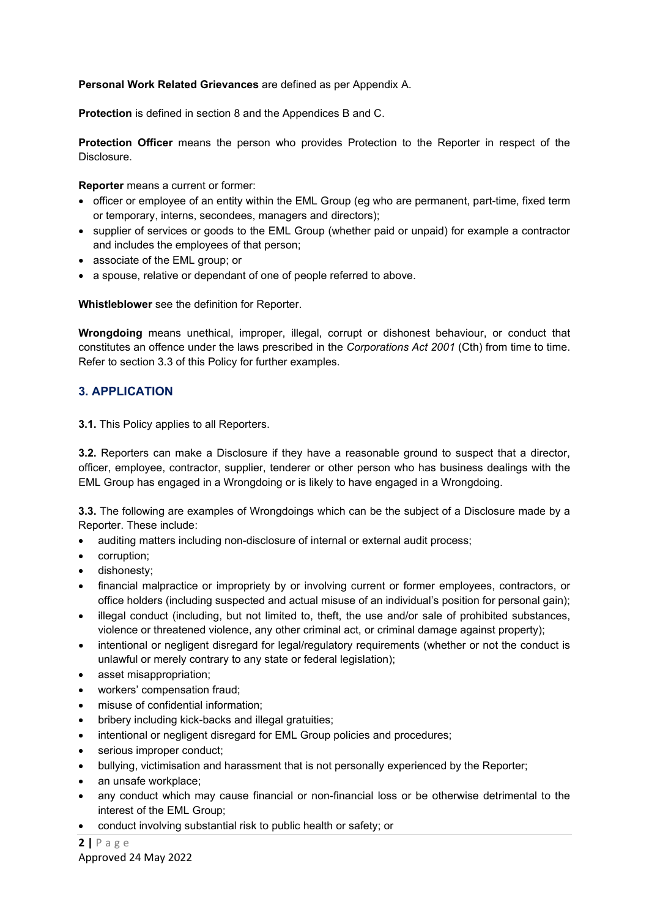**Personal Work Related Grievances** are defined as per Appendix A.

**Protection** is defined in section 8 and the Appendices B and C.

**Protection Officer** means the person who provides Protection to the Reporter in respect of the Disclosure.

**Reporter** means a current or former:

- officer or employee of an entity within the EML Group (eg who are permanent, part-time, fixed term or temporary, interns, secondees, managers and directors);
- supplier of services or goods to the EML Group (whether paid or unpaid) for example a contractor and includes the employees of that person;
- associate of the EML group; or
- a spouse, relative or dependant of one of people referred to above.

**Whistleblower** see the definition for Reporter.

**Wrongdoing** means unethical, improper, illegal, corrupt or dishonest behaviour, or conduct that constitutes an offence under the laws prescribed in the *Corporations Act 2001* (Cth) from time to time. Refer to section 3.3 of this Policy for further examples.

## 3. APPLICATION

**3.1.** This Policy applies to all Reporters.

**3.2.** Reporters can make a Disclosure if they have a reasonable ground to suspect that a director, officer, employee, contractor, supplier, tenderer or other person who has business dealings with the EML Group has engaged in a Wrongdoing or is likely to have engaged in a Wrongdoing.

**3.3.** The following are examples of Wrongdoings which can be the subject of a Disclosure made by a Reporter. These include:

- auditing matters including non-disclosure of internal or external audit process;
- corruption;
- dishonesty;
- financial malpractice or impropriety by or involving current or former employees, contractors, or office holders (including suspected and actual misuse of an individual's position for personal gain);
- illegal conduct (including, but not limited to, theft, the use and/or sale of prohibited substances, violence or threatened violence, any other criminal act, or criminal damage against property);
- intentional or negligent disregard for legal/regulatory requirements (whether or not the conduct is unlawful or merely contrary to any state or federal legislation);
- asset misappropriation;
- workers' compensation fraud;
- misuse of confidential information;
- bribery including kick-backs and illegal gratuities;
- intentional or negligent disregard for EML Group policies and procedures;
- serious improper conduct;
- bullying, victimisation and harassment that is not personally experienced by the Reporter;
- an unsafe workplace;
- any conduct which may cause financial or non-financial loss or be otherwise detrimental to the interest of the EML Group;
- conduct involving substantial risk to public health or safety; or

Approved 24 May 2022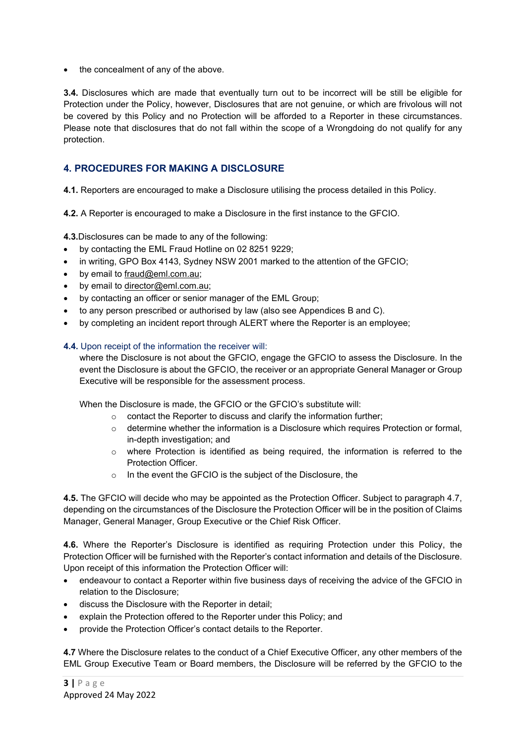- the concealment of any of the above.

**3.4.** Disclosures which are made that eventually turn out to be incorrect will be still be eligible for Protection under the Policy, however, Disclosures that are not genuine, or which are frivolous will not be covered by this Policy and no Protection will be afforded to a Reporter in these circumstances. Please note that disclosures that do not fall within the scope of a Wrongdoing do not qualify for any protection.

## 4. PROCEDURES FOR MAKING A DISCLOSURE

**4.1.** Reporters are encouraged to make a Disclosure utilising the process detailed in this Policy.

**4.2.** A Reporter is encouraged to make a Disclosure in the first instance to the GFCIO.

**4.3.** Disclosures can be made to any of the following:

- by contacting the EML Fraud Hotline on 02 8251 9229;
- in writing, GPO Box 4143, Sydney NSW 2001 marked to the attention of the GFCIO;
- by email to fraud@eml.com.au;
- by email to director@eml.com.au;
- by contacting an officer or senior manager of the EML Group;
- to any person prescribed or authorised by law (also see Appendices B and C).
- by completing an incident report through ALERT where the Reporter is an employee;

**4.4.** Upon receipt of the information the receiver will:

where the Disclosure is not about the GFCIO, engage the GFCIO to assess the Disclosure. In the event the Disclosure is about the GFCIO, the receiver or an appropriate General Manager or Group Executive will be responsible for the assessment process.

When the Disclosure is made, the GFCIO or the GFCIO's substitute will:

- contact the Reporter to discuss and clarify the information further;
- determine whether the information is a Disclosure which requires Protection or formal, in-depth investigation; and
- where Protection is identified as being required, the information is referred to the Protection Officer.
- In the event the GFCIO is the subject of the Disclosure, the

**4.5.** The GFCIO will decide who may be appointed as the Protection Officer. Subject to paragraph 4.7, depending on the circumstances of the Disclosure the Protection Officer will be in the position of Claims Manager, General Manager, Group Executive or the Chief Risk Officer.

**4.6.** Where the Reporter's Disclosure is identified as requiring Protection under this Policy, the Protection Officer will be furnished with the Reporter's contact information and details of the Disclosure. Upon receipt of this information the Protection Officer will:

- endeavour to contact a Reporter within five business days of receiving the advice of the GFCIO in relation to the Disclosure;
- discuss the Disclosure with the Reporter in detail;
- explain the Protection offered to the Reporter under this Policy; and
- provide the Protection Officer's contact details to the Reporter.

**4.7** Where the Disclosure relates to the conduct of a Chief Executive Officer, any other members of the EML Group Executive Team or Board members, the Disclosure will be referred by the GFCIO to the

Approved 24 May 2022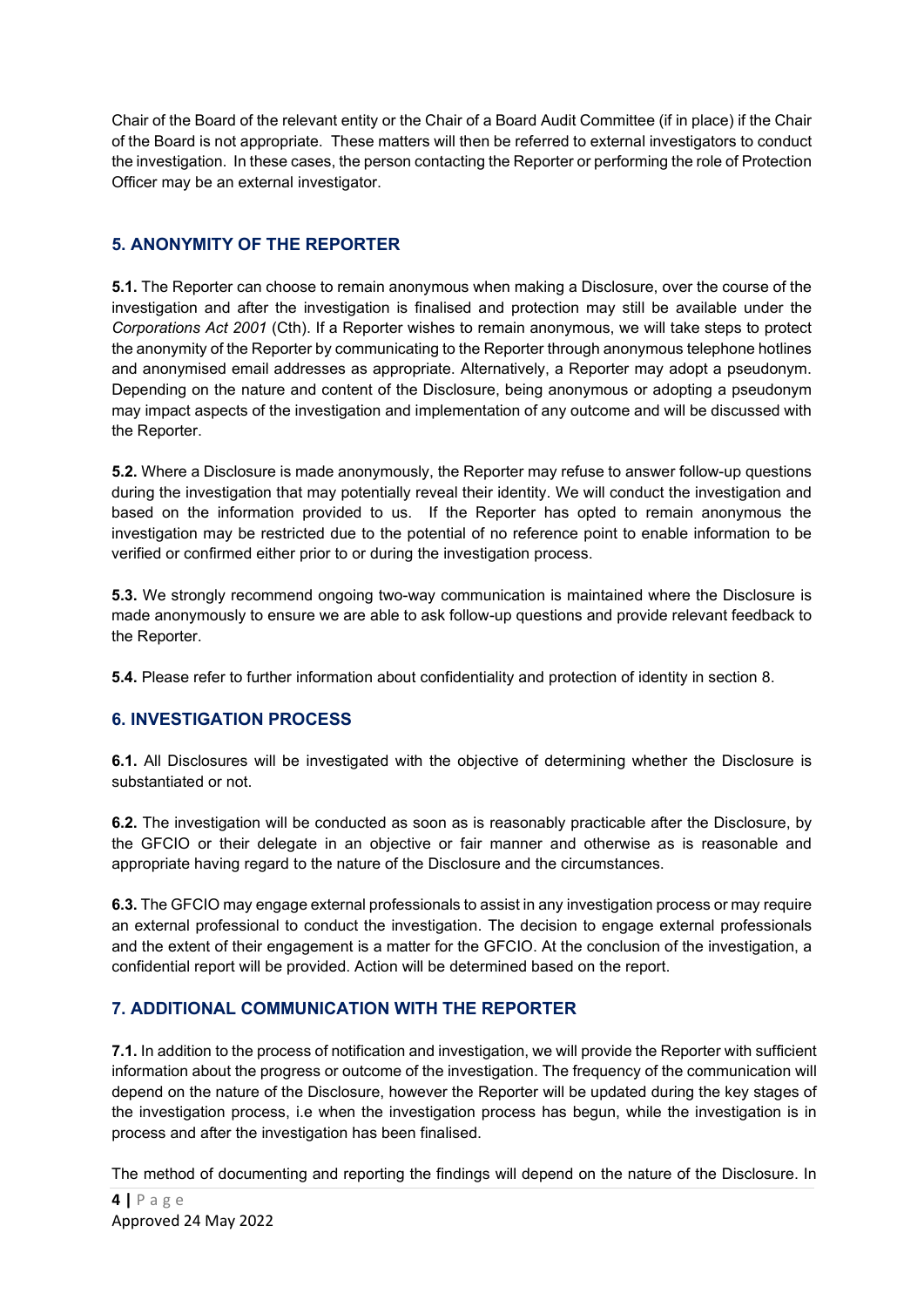Chair of the Board of the relevant entity or the Chair of a Board Audit Committee (if in place) if the Chair of the Board is not appropriate. These matters will then be referred to external investigators to conduct the investigation. In these cases, the person contacting the Reporter or performing the role of Protection Officer may be an external investigator.

## 5. ANONYMITY OF THE REPORTER

**5.1.** The Reporter can choose to remain anonymous when making a Disclosure, over the course of the investigation and after the investigation is finalised and protection may still be available under the *Corporations Act 2001* (Cth). If a Reporter wishes to remain anonymous, we will take steps to protect the anonymity of the Reporter by communicating to the Reporter through anonymous telephone hotlines and anonymised email addresses as appropriate. Alternatively, a Reporter may adopt a pseudonym. Depending on the nature and content of the Disclosure, being anonymous or adopting a pseudonym may impact aspects of the investigation and implementation of any outcome and will be discussed with the Reporter.

**5.2.** Where a Disclosure is made anonymously, the Reporter may refuse to answer follow-up questions during the investigation that may potentially reveal their identity. We will conduct the investigation and based on the information provided to us. If the Reporter has opted to remain anonymous the investigation may be restricted due to the potential of no reference point to enable information to be verified or confirmed either prior to or during the investigation process.

**5.3.** We strongly recommend ongoing two-way communication is maintained where the Disclosure is made anonymously to ensure we are able to ask follow-up questions and provide relevant feedback to the Reporter.

**5.4.** Please refer to further information about confidentiality and protection of identity in section 8.

## 6. INVESTIGATION PROCESS

**6.1.** All Disclosures will be investigated with the objective of determining whether the Disclosure is substantiated or not.

**6.2.** The investigation will be conducted as soon as is reasonably practicable after the Disclosure, by the GFCIO or their delegate in an objective or fair manner and otherwise as is reasonable and appropriate having regard to the nature of the Disclosure and the circumstances.

**6.3.** The GFCIO may engage external professionals to assist in any investigation process or may require an external professional to conduct the investigation. The decision to engage external professionals and the extent of their engagement is a matter for the GFCIO. At the conclusion of the investigation, a confidential report will be provided. Action will be determined based on the report.

## 7. ADDITIONAL COMMUNICATION WITH THE REPORTER

**7.1.** In addition to the process of notification and investigation, we will provide the Reporter with sufficient information about the progress or outcome of the investigation. The frequency of the communication will depend on the nature of the Disclosure, however the Reporter will be updated during the key stages of the investigation process, i.e when the investigation process has begun, while the investigation is in process and after the investigation has been finalised.

The method of documenting and reporting the findings will depend on the nature of the Disclosure. In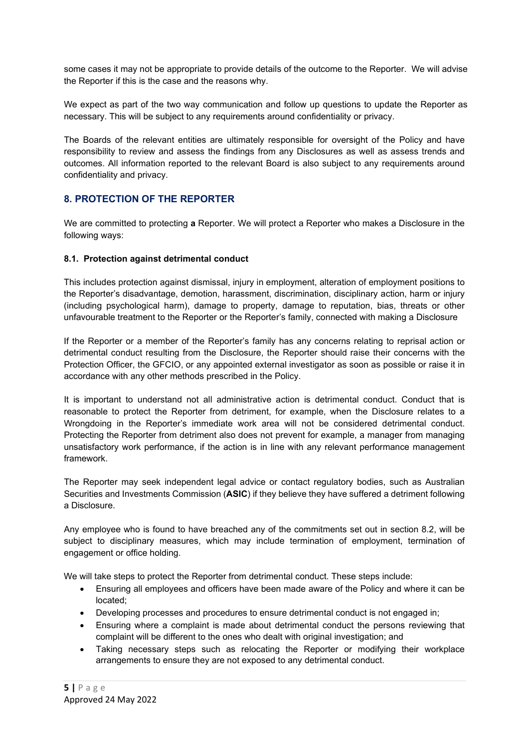some cases it may not be appropriate to provide details of the outcome to the Reporter. We will advise the Reporter if this is the case and the reasons why.

We expect as part of the two way communication and follow up questions to update the Reporter as necessary. This will be subject to any requirements around confidentiality or privacy.

The Boards of the relevant entities are ultimately responsible for oversight of the Policy and have responsibility to review and assess the findings from any Disclosures as well as assess trends and outcomes. All information reported to the relevant Board is also subject to any requirements around confidentiality and privacy.

## 8. PROTECTION OF THE REPORTER

We are committed to protecting **a** Reporter. We will protect a Reporter who makes a Disclosure in the following ways:

### 8.1. Protection against detrimental conduct

This includes protection against dismissal, injury in employment, alteration of employment positions to the Reporter's disadvantage, demotion, harassment, discrimination, disciplinary action, harm or injury (including psychological harm), damage to property, damage to reputation, bias, threats or other unfavourable treatment to the Reporter or the Reporter's family, connected with making a Disclosure

If the Reporter or a member of the Reporter's family has any concerns relating to reprisal action or detrimental conduct resulting from the Disclosure, the Reporter should raise their concerns with the Protection Officer, the GFCIO, or any appointed external investigator as soon as possible or raise it in accordance with any other methods prescribed in the Policy.

It is important to understand not all administrative action is detrimental conduct. Conduct that is reasonable to protect the Reporter from detriment, for example, when the Disclosure relates to a Wrongdoing in the Reporter's immediate work area will not be considered detrimental conduct. Protecting the Reporter from detriment also does not prevent for example, a manager from managing unsatisfactory work performance, if the action is in line with any relevant performance management framework.

The Reporter may seek independent legal advice or contact regulatory bodies, such as Australian Securities and Investments Commission (**ASIC**) if they believe they have suffered a detriment following a Disclosure.

Any employee who is found to have breached any of the commitments set out in section 8.2, will be subject to disciplinary measures, which may include termination of employment, termination of engagement or office holding.

We will take steps to protect the Reporter from detrimental conduct. These steps include:

- Ensuring all employees and officers have been made aware of the Policy and where it can be located;
- Developing processes and procedures to ensure detrimental conduct is not engaged in;
- Ensuring where a complaint is made about detrimental conduct the persons reviewing that complaint will be different to the ones who dealt with original investigation; and
- Taking necessary steps such as relocating the Reporter or modifying their workplace arrangements to ensure they are not exposed to any detrimental conduct.

Approved 24 May 2022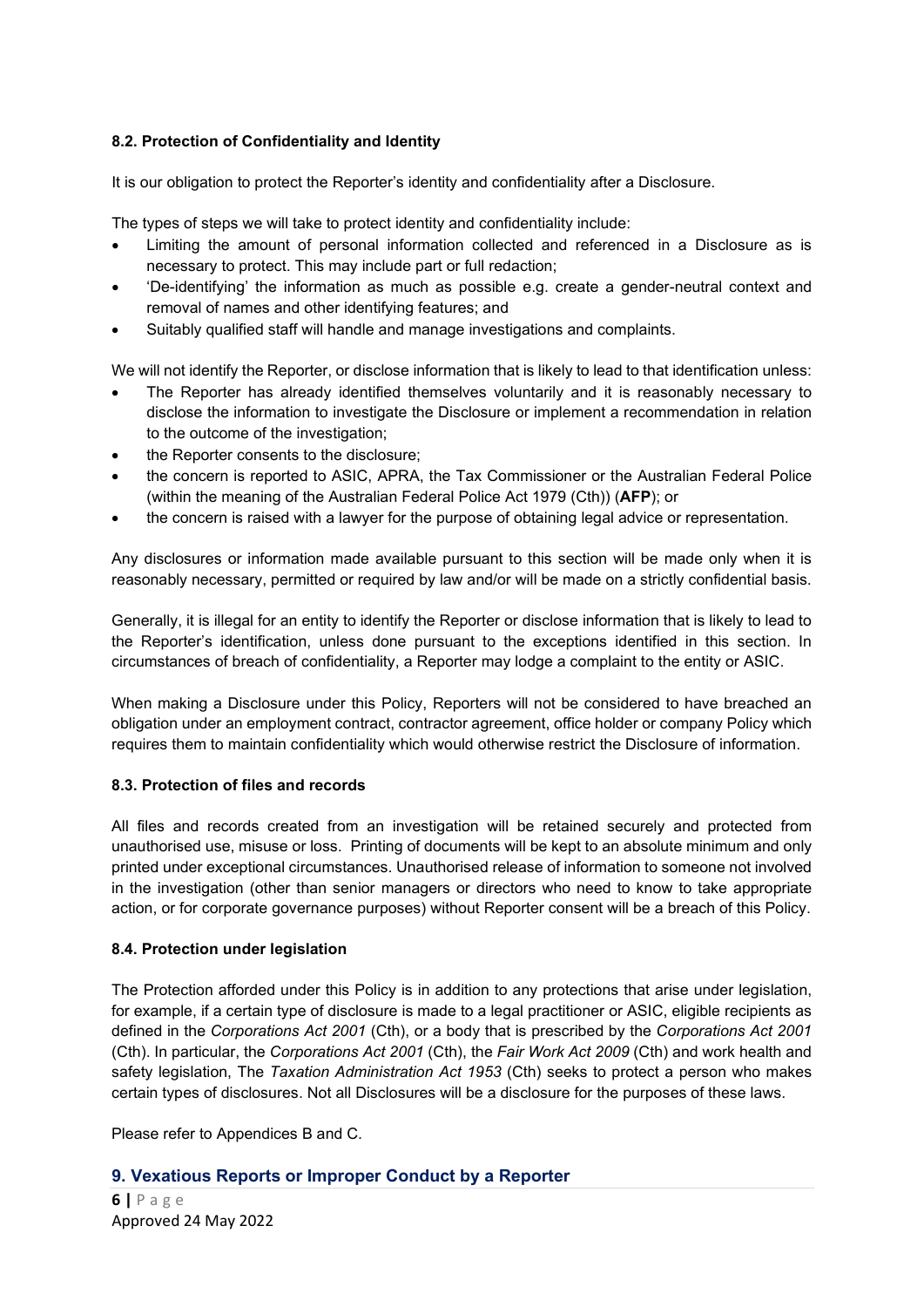### 8.2. Protection of Confidentiality and Identity

It is our obligation to protect the Reporter's identity and confidentiality after a Disclosure.

The types of steps we will take to protect identity and confidentiality include:

- Limiting the amount of personal information collected and referenced in a Disclosure as is necessary to protect. This may include part or full redaction;
- 'De-identifying' the information as much as possible e.g. create a gender-neutral context and removal of names and other identifying features; and
- Suitably qualified staff will handle and manage investigations and complaints.

We will not identify the Reporter, or disclose information that is likely to lead to that identification unless:

- The Reporter has already identified themselves voluntarily and it is reasonably necessary to disclose the information to investigate the Disclosure or implement a recommendation in relation to the outcome of the investigation;
- the Reporter consents to the disclosure;
- the concern is reported to ASIC, APRA, the Tax Commissioner or the Australian Federal Police (within the meaning of the Australian Federal Police Act 1979 (Cth)) (**AFP**); or
- the concern is raised with a lawyer for the purpose of obtaining legal advice or representation.

Any disclosures or information made available pursuant to this section will be made only when it is reasonably necessary, permitted or required by law and/or will be made on a strictly confidential basis.

Generally, it is illegal for an entity to identify the Reporter or disclose information that is likely to lead to the Reporter's identification, unless done pursuant to the exceptions identified in this section. In circumstances of breach of confidentiality, a Reporter may lodge a complaint to the entity or ASIC.

When making a Disclosure under this Policy, Reporters will not be considered to have breached an obligation under an employment contract, contractor agreement, office holder or company Policy which requires them to maintain confidentiality which would otherwise restrict the Disclosure of information.

### 8.3. Protection of files and records

All files and records created from an investigation will be retained securely and protected from unauthorised use, misuse or loss. Printing of documents will be kept to an absolute minimum and only printed under exceptional circumstances. Unauthorised release of information to someone not involved in the investigation (other than senior managers or directors who need to know to take appropriate action, or for corporate governance purposes) without Reporter consent will be a breach of this Policy.

### 8.4. Protection under legislation

The Protection afforded under this Policy is in addition to any protections that arise under legislation, for example, if a certain type of disclosure is made to a legal practitioner or ASIC, eligible recipients as defined in the *Corporations Act 2001* (Cth), or a body that is prescribed by the *Corporations Act 2001* (Cth). In particular, the *Corporations Act 2001* (Cth), the *Fair Work Act 2009* (Cth) and work health and safety legislation, The *Taxation Administration Act 1953* (Cth) seeks to protect a person who makes certain types of disclosures. Not all Disclosures will be a disclosure for the purposes of these laws.

Please refer to Appendices B and C.

## 9. Vexatious Reports or Improper Conduct by a Reporter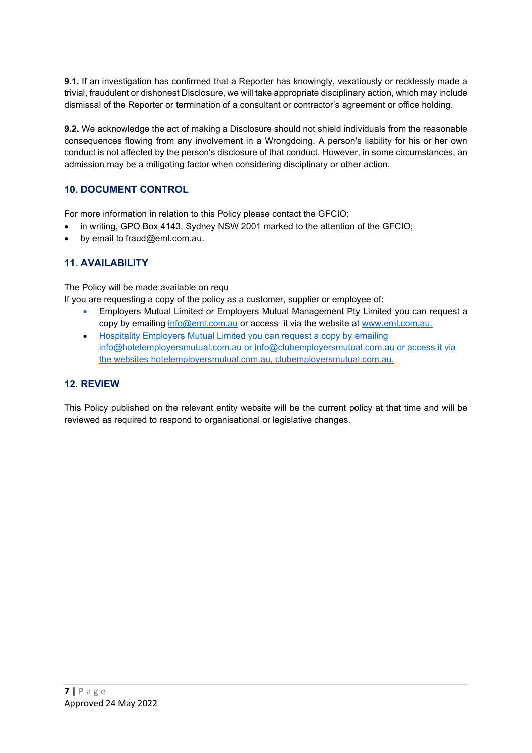**9.1.** If an investigation has confirmed that a Reporter has knowingly, vexatiously or recklessly made a trivial, fraudulent or dishonest Disclosure, we will take appropriate disciplinary action, which may include dismissal of the Reporter or termination of a consultant or contractor's agreement or office holding.

**9.2.** We acknowledge the act of making a Disclosure should not shield individuals from the reasonable consequences flowing from any involvement in a Wrongdoing. A person's liability for his or her own conduct is not affected by the person's disclosure of that conduct. However, in some circumstances, an admission may be a mitigating factor when considering disciplinary or other action.

## 10. DOCUMENT CONTROL

For more information in relation to this Policy please contact the GFCIO:

- in writing, GPO Box 4143, Sydney NSW 2001 marked to the attention of the GFCIO;
- by email to fraud@eml.com.au.

## 11. AVAILABILITY

The Policy will be made available on requ

If you are requesting a copy of the policy as a customer, supplier or employee of:

- Employers Mutual Limited or Employers Mutual Management Pty Limited you can request a copy by emailing info@eml.com.au or access it via the website at www.eml.com.au.
- Hospitality Employers Mutual Limited you can request a copy by emailing info@hotelemployersmutual.com.au or info@clubemployersmutual.com.au or access it via the websites hotelemployersmutual.com.au, clubemployersmutual.com.au.

## 12. REVIEW

This Policy published on the relevant entity website will be the current policy at that time and will be reviewed as required to respond to organisational or legislative changes.

Approved 24 May 2022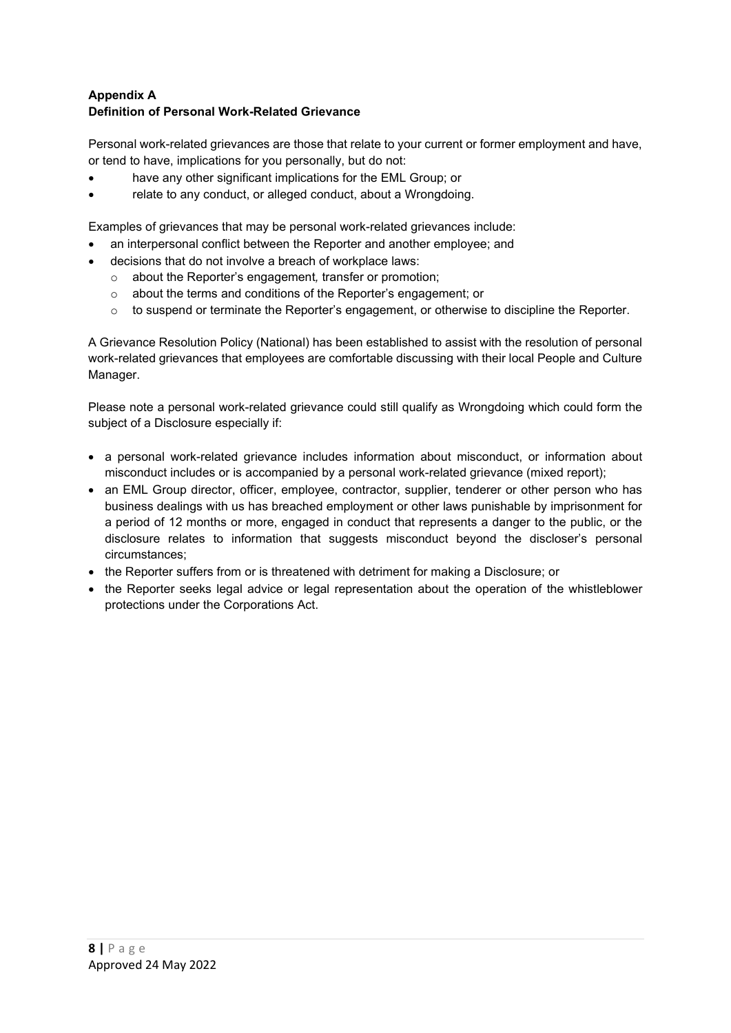**Appendix A**
**Definition of Personal Work-Related Grievance**

Personal work-related grievances are those that relate to your current or former employment and have, or tend to have, implications for you personally, but do not:

- have any other significant implications for the EML Group; or
- relate to any conduct, or alleged conduct, about a Wrongdoing.

Examples of grievances that may be personal work-related grievances include:

- an interpersonal conflict between the Reporter and another employee; and
- decisions that do not involve a breach of workplace laws:
  - about the Reporter's engagement*,* transfer or promotion;
  - about the terms and conditions of the Reporter's engagement; or
  - to suspend or terminate the Reporter's engagement, or otherwise to discipline the Reporter.

A Grievance Resolution Policy (National) has been established to assist with the resolution of personal work-related grievances that employees are comfortable discussing with their local People and Culture Manager.

Please note a personal work-related grievance could still qualify as Wrongdoing which could form the subject of a Disclosure especially if:

- a personal work-related grievance includes information about misconduct, or information about misconduct includes or is accompanied by a personal work-related grievance (mixed report);
- an EML Group director, officer, employee, contractor, supplier, tenderer or other person who has business dealings with us has breached employment or other laws punishable by imprisonment for a period of 12 months or more, engaged in conduct that represents a danger to the public, or the disclosure relates to information that suggests misconduct beyond the discloser's personal circumstances;
- the Reporter suffers from or is threatened with detriment for making a Disclosure; or
- the Reporter seeks legal advice or legal representation about the operation of the whistleblower protections under the Corporations Act.

Approved 24 May 2022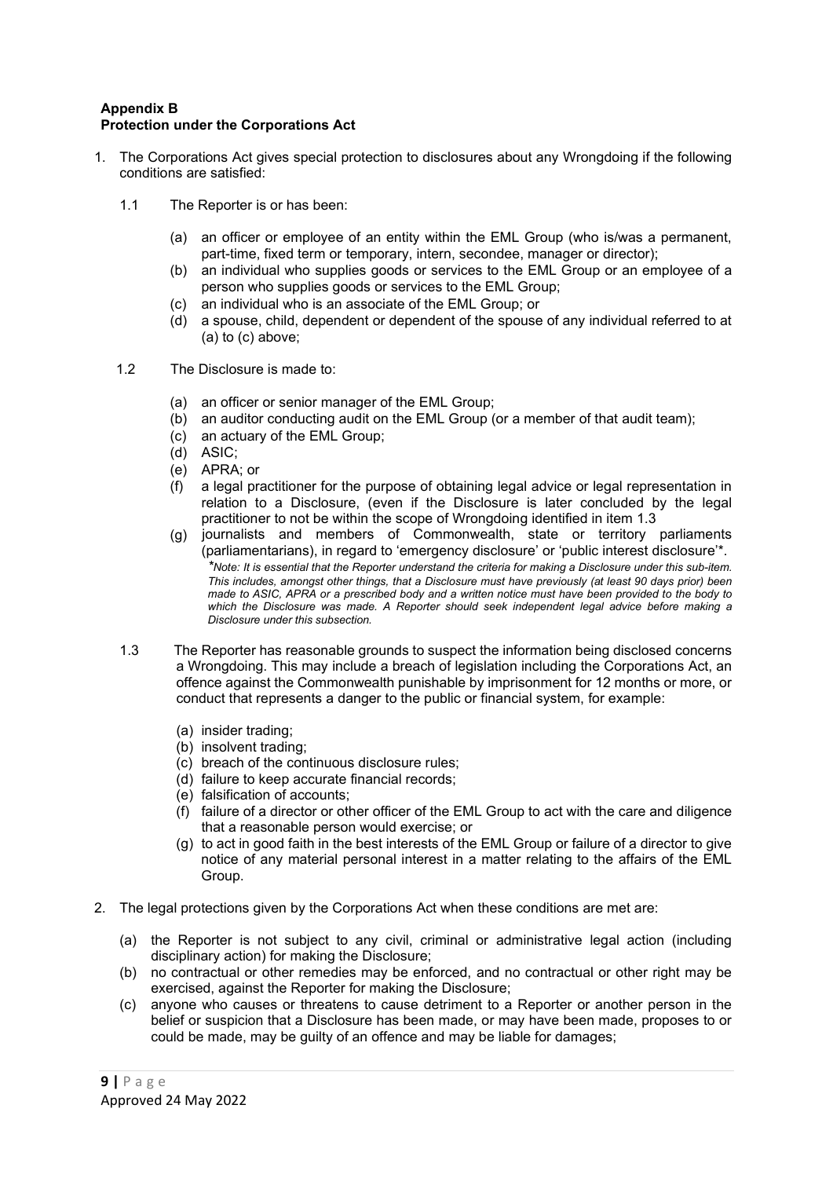**Appendix B**
**Protection under the Corporations Act**

1. The Corporations Act gives special protection to disclosures about any Wrongdoing if the following conditions are satisfied:

   1.1 The Reporter is or has been:

   (a) an officer or employee of an entity within the EML Group (who is/was a permanent, part-time, fixed term or temporary, intern, secondee, manager or director);
   (b) an individual who supplies goods or services to the EML Group or an employee of a person who supplies goods or services to the EML Group;
   (c) an individual who is an associate of the EML Group; or
   (d) a spouse, child, dependent or dependent of the spouse of any individual referred to at (a) to (c) above;

   1.2 The Disclosure is made to:

   (a) an officer or senior manager of the EML Group;
   (b) an auditor conducting audit on the EML Group (or a member of that audit team);
   (c) an actuary of the EML Group;
   (d) ASIC;
   (e) APRA; or
   (f) a legal practitioner for the purpose of obtaining legal advice or legal representation in relation to a Disclosure, (even if the Disclosure is later concluded by the legal practitioner to not be within the scope of Wrongdoing identified in item 1.3
   (g) journalists and members of Commonwealth, state or territory parliaments (parliamentarians), in regard to 'emergency disclosure' or 'public interest disclosure'*.
   *\*Note: It is essential that the Reporter understand the criteria for making a Disclosure under this sub-item. This includes, amongst other things, that a Disclosure must have previously (at least 90 days prior) been made to ASIC, APRA or a prescribed body and a written notice must have been provided to the body to which the Disclosure was made. A Reporter should seek independent legal advice before making a Disclosure under this subsection.*

   1.3 The Reporter has reasonable grounds to suspect the information being disclosed concerns a Wrongdoing. This may include a breach of legislation including the Corporations Act, an offence against the Commonwealth punishable by imprisonment for 12 months or more, or conduct that represents a danger to the public or financial system, for example:

   (a) insider trading;
   (b) insolvent trading;
   (c) breach of the continuous disclosure rules;
   (d) failure to keep accurate financial records;
   (e) falsification of accounts;
   (f) failure of a director or other officer of the EML Group to act with the care and diligence that a reasonable person would exercise; or
   (g) to act in good faith in the best interests of the EML Group or failure of a director to give notice of any material personal interest in a matter relating to the affairs of the EML Group.

2. The legal protections given by the Corporations Act when these conditions are met are:

   (a) the Reporter is not subject to any civil, criminal or administrative legal action (including disciplinary action) for making the Disclosure;
   (b) no contractual or other remedies may be enforced, and no contractual or other right may be exercised, against the Reporter for making the Disclosure;
   (c) anyone who causes or threatens to cause detriment to a Reporter or another person in the belief or suspicion that a Disclosure has been made, or may have been made, proposes to or could be made, may be guilty of an offence and may be liable for damages;

Approved 24 May 2022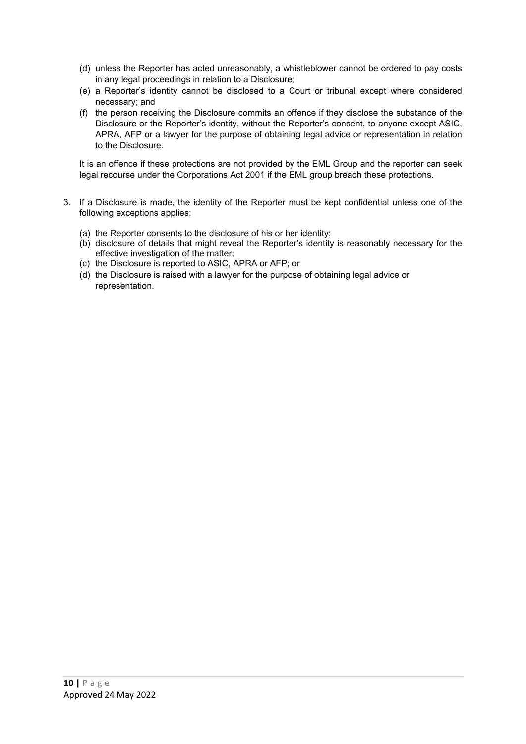(d) unless the Reporter has acted unreasonably, a whistleblower cannot be ordered to pay costs in any legal proceedings in relation to a Disclosure;

(e) a Reporter's identity cannot be disclosed to a Court or tribunal except where considered necessary; and

(f) the person receiving the Disclosure commits an offence if they disclose the substance of the Disclosure or the Reporter's identity, without the Reporter's consent, to anyone except ASIC, APRA, AFP or a lawyer for the purpose of obtaining legal advice or representation in relation to the Disclosure.

It is an offence if these protections are not provided by the EML Group and the reporter can seek legal recourse under the Corporations Act 2001 if the EML group breach these protections.

3. If a Disclosure is made, the identity of the Reporter must be kept confidential unless one of the following exceptions applies:

   (a) the Reporter consents to the disclosure of his or her identity;
   (b) disclosure of details that might reveal the Reporter's identity is reasonably necessary for the effective investigation of the matter;
   (c) the Disclosure is reported to ASIC, APRA or AFP; or
   (d) the Disclosure is raised with a lawyer for the purpose of obtaining legal advice or representation.

Approved 24 May 2022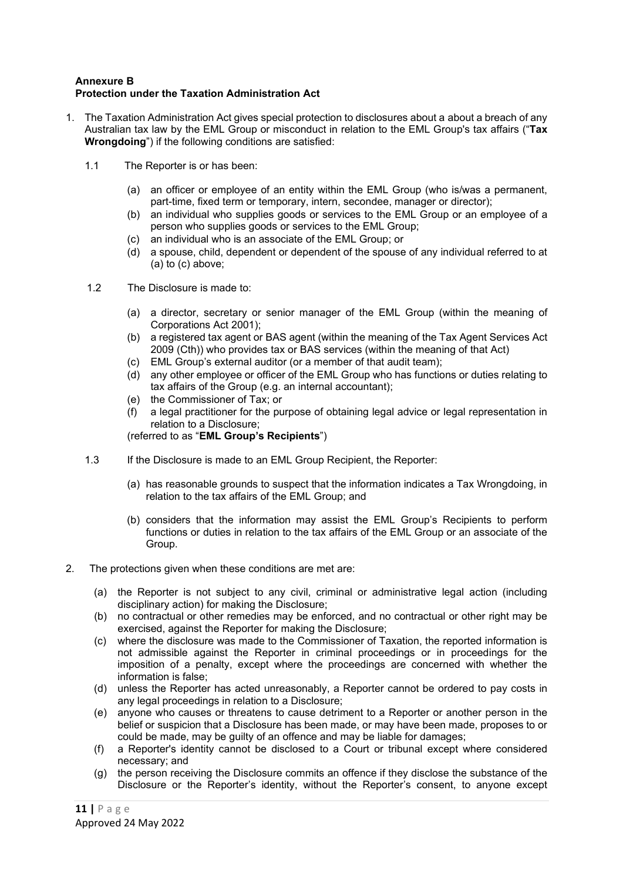**Annexure B**
**Protection under the Taxation Administration Act**

1. The Taxation Administration Act gives special protection to disclosures about a about a breach of any Australian tax law by the EML Group or misconduct in relation to the EML Group's tax affairs ("**Tax Wrongdoing**") if the following conditions are satisfied:

   1.1 The Reporter is or has been:

      (a) an officer or employee of an entity within the EML Group (who is/was a permanent, part-time, fixed term or temporary, intern, secondee, manager or director);
      (b) an individual who supplies goods or services to the EML Group or an employee of a person who supplies goods or services to the EML Group;
      (c) an individual who is an associate of the EML Group; or
      (d) a spouse, child, dependent or dependent of the spouse of any individual referred to at (a) to (c) above;

   1.2 The Disclosure is made to:

      (a) a director, secretary or senior manager of the EML Group (within the meaning of Corporations Act 2001);
      (b) a registered tax agent or BAS agent (within the meaning of the Tax Agent Services Act 2009 (Cth)) who provides tax or BAS services (within the meaning of that Act)
      (c) EML Group's external auditor (or a member of that audit team);
      (d) any other employee or officer of the EML Group who has functions or duties relating to tax affairs of the Group (e.g. an internal accountant);
      (e) the Commissioner of Tax; or
      (f) a legal practitioner for the purpose of obtaining legal advice or legal representation in relation to a Disclosure;

      (referred to as "**EML Group's Recipients**")

   1.3 If the Disclosure is made to an EML Group Recipient, the Reporter:

      (a) has reasonable grounds to suspect that the information indicates a Tax Wrongdoing, in relation to the tax affairs of the EML Group; and

      (b) considers that the information may assist the EML Group's Recipients to perform functions or duties in relation to the tax affairs of the EML Group or an associate of the Group.

2. The protections given when these conditions are met are:

   (a) the Reporter is not subject to any civil, criminal or administrative legal action (including disciplinary action) for making the Disclosure;
   (b) no contractual or other remedies may be enforced, and no contractual or other right may be exercised, against the Reporter for making the Disclosure;
   (c) where the disclosure was made to the Commissioner of Taxation, the reported information is not admissible against the Reporter in criminal proceedings or in proceedings for the imposition of a penalty, except where the proceedings are concerned with whether the information is false;
   (d) unless the Reporter has acted unreasonably, a Reporter cannot be ordered to pay costs in any legal proceedings in relation to a Disclosure;
   (e) anyone who causes or threatens to cause detriment to a Reporter or another person in the belief or suspicion that a Disclosure has been made, or may have been made, proposes to or could be made, may be guilty of an offence and may be liable for damages;
   (f) a Reporter's identity cannot be disclosed to a Court or tribunal except where considered necessary; and
   (g) the person receiving the Disclosure commits an offence if they disclose the substance of the Disclosure or the Reporter's identity, without the Reporter's consent, to anyone except

Approved 24 May 2022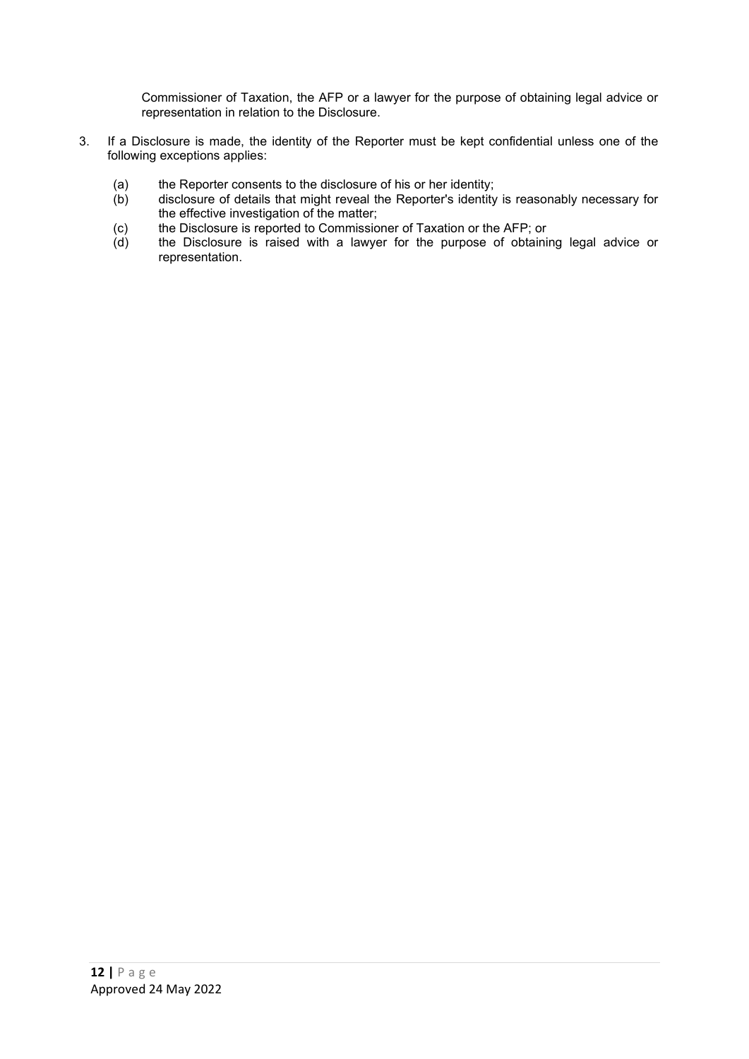Commissioner of Taxation, the AFP or a lawyer for the purpose of obtaining legal advice or representation in relation to the Disclosure.

3. If a Disclosure is made, the identity of the Reporter must be kept confidential unless one of the following exceptions applies:

   (a) the Reporter consents to the disclosure of his or her identity;

   (b) disclosure of details that might reveal the Reporter's identity is reasonably necessary for the effective investigation of the matter;

   (c) the Disclosure is reported to Commissioner of Taxation or the AFP; or

   (d) the Disclosure is raised with a lawyer for the purpose of obtaining legal advice or representation.

Approved 24 May 2022